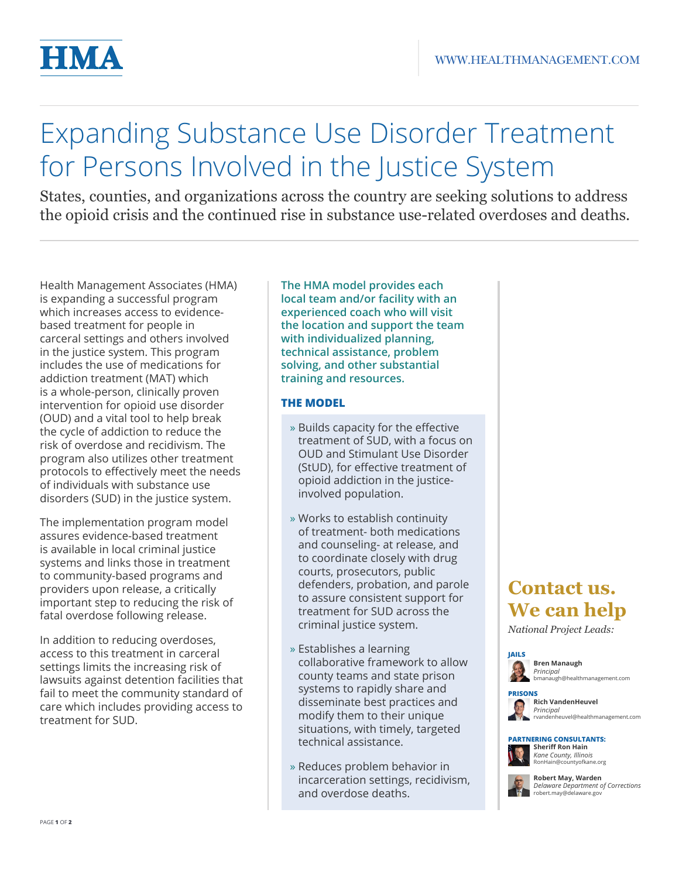# Expanding Substance Use Disorder Treatment for Persons Involved in the Justice System

States, counties, and organizations across the country are seeking solutions to address the opioid crisis and the continued rise in substance use-related overdoses and deaths.

Health Management Associates (HMA) is expanding a successful program which increases access to evidence-based treatment for people in carceral settings and others involved in the justice system. This program includes the use of medications for addiction treatment (MAT) which is a whole-person, clinically proven intervention for opioid use disorder (OUD) and a vital tool to help break the cycle of addiction to reduce the risk of overdose and recidivism. The program also utilizes other treatment protocols to effectively meet the needs of individuals with substance use disorders (SUD) in the justice system.

The implementation program model assures evidence-based treatment is available in local criminal justice systems and links those in treatment to community-based programs and providers upon release, a critically important step to reducing the risk of fatal overdose following release.

In addition to reducing overdoses, access to this treatment in carceral settings limits the increasing risk of lawsuits against detention facilities that fail to meet the community standard of care which includes providing access to treatment for SUD.

**The HMA model provides each local team and/or facility with an experienced coach who will visit the location and support the team with individualized planning, technical assistance, problem solving, and other substantial training and resources.**

## THE MODEL

- Builds capacity for the effective treatment of SUD, with a focus on OUD and Stimulant Use Disorder (StUD), for effective treatment of opioid addiction in the justice-involved population.
- Works to establish continuity of treatment- both medications and counseling- at release, and to coordinate closely with drug courts, prosecutors, public defenders, probation, and parole to assure consistent support for treatment for SUD across the criminal justice system.
- Establishes a learning collaborative framework to allow county teams and state prison systems to rapidly share and disseminate best practices and modify them to their unique situations, with timely, targeted technical assistance.
- Reduces problem behavior in incarceration settings, recidivism, and overdose deaths.

## Contact us. We can help

*National Project Leads:*

**JAILS**

**Bren Manaugh**
*Principal*
bmanaugh@healthmanagement.com

**PRISONS**

**Rich VandenHeuvel**
*Principal*
rvandenheuvel@healthmanagement.com

**PARTNERING CONSULTANTS:**

**Sheriff Ron Hain**
*Kane County, Illinois*
RonHain@countyofkane.org

**Robert May, Warden**
*Delaware Department of Corrections*
robert.may@delaware.gov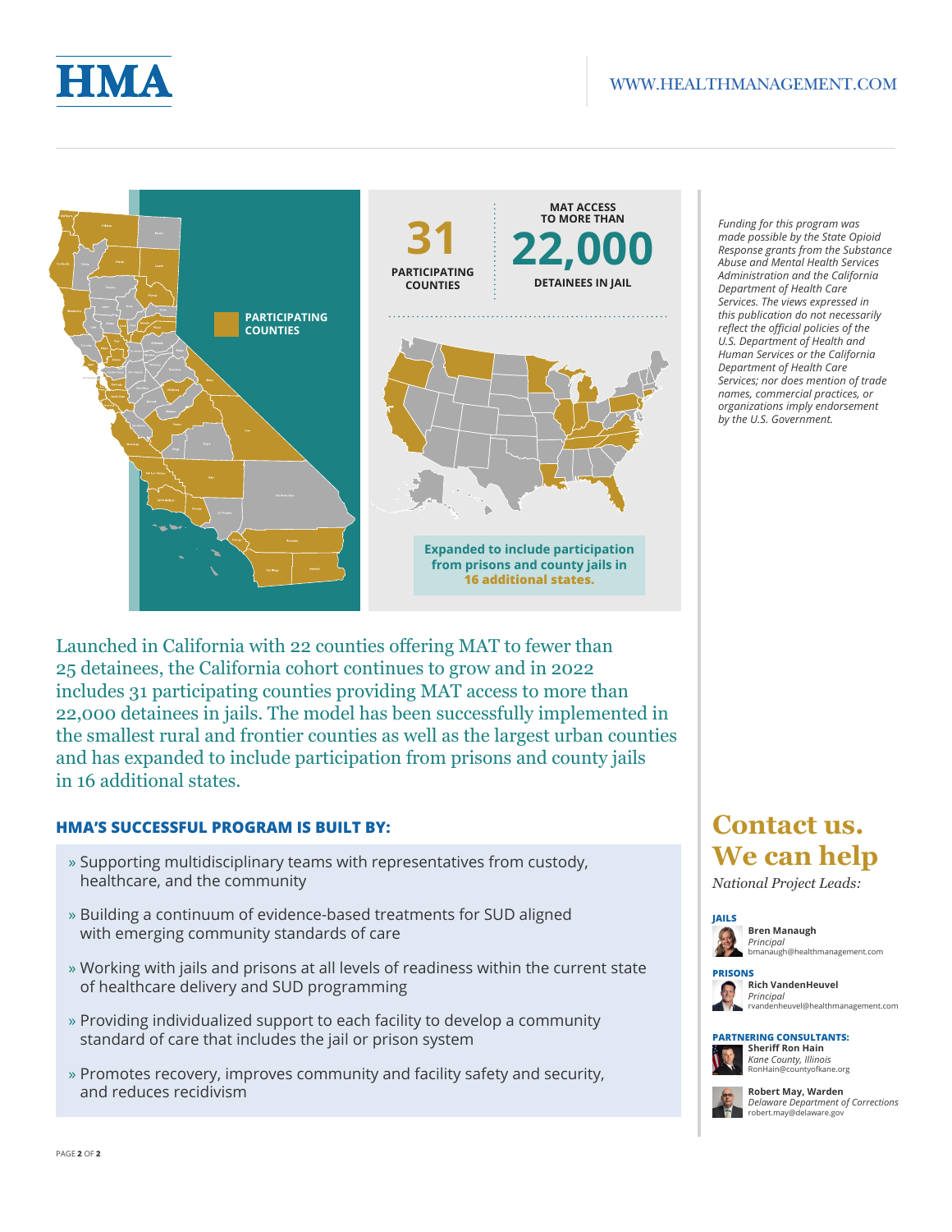HMA

WWW.HEALTHMANAGEMENT.COM

PARTICIPATING COUNTIES

**31**
PARTICIPATING COUNTIES

MAT ACCESS TO MORE THAN
**22,000**
DETAINEES IN JAIL

Expanded to include participation from prisons and county jails in **16 additional states.**

*Funding for this program was made possible by the State Opioid Response grants from the Substance Abuse and Mental Health Services Administration and the California Department of Health Care Services. The views expressed in this publication do not necessarily reflect the official policies of the U.S. Department of Health and Human Services or the California Department of Health Care Services; nor does mention of trade names, commercial practices, or organizations imply endorsement by the U.S. Government.*

Launched in California with 22 counties offering MAT to fewer than 25 detainees, the California cohort continues to grow and in 2022 includes 31 participating counties providing MAT access to more than 22,000 detainees in jails. The model has been successfully implemented in the smallest rural and frontier counties as well as the largest urban counties and has expanded to include participation from prisons and county jails in 16 additional states.

### HMA'S SUCCESSFUL PROGRAM IS BUILT BY:

- Supporting multidisciplinary teams with representatives from custody, healthcare, and the community
- Building a continuum of evidence-based treatments for SUD aligned with emerging community standards of care
- Working with jails and prisons at all levels of readiness within the current state of healthcare delivery and SUD programming
- Providing individualized support to each facility to develop a community standard of care that includes the jail or prison system
- Promotes recovery, improves community and facility safety and security, and reduces recidivism

## Contact us. We can help

*National Project Leads:*

**JAILS**

**Bren Manaugh**
*Principal*
bmanaugh@healthmanagement.com

**PRISONS**

**Rich VandenHeuvel**
*Principal*
rvandenheuvel@healthmanagement.com

**PARTNERING CONSULTANTS:**

**Sheriff Ron Hain**
*Kane County, Illinois*
RonHain@countyofkane.org

**Robert May, Warden**
*Delaware Department of Corrections*
robert.may@delaware.gov